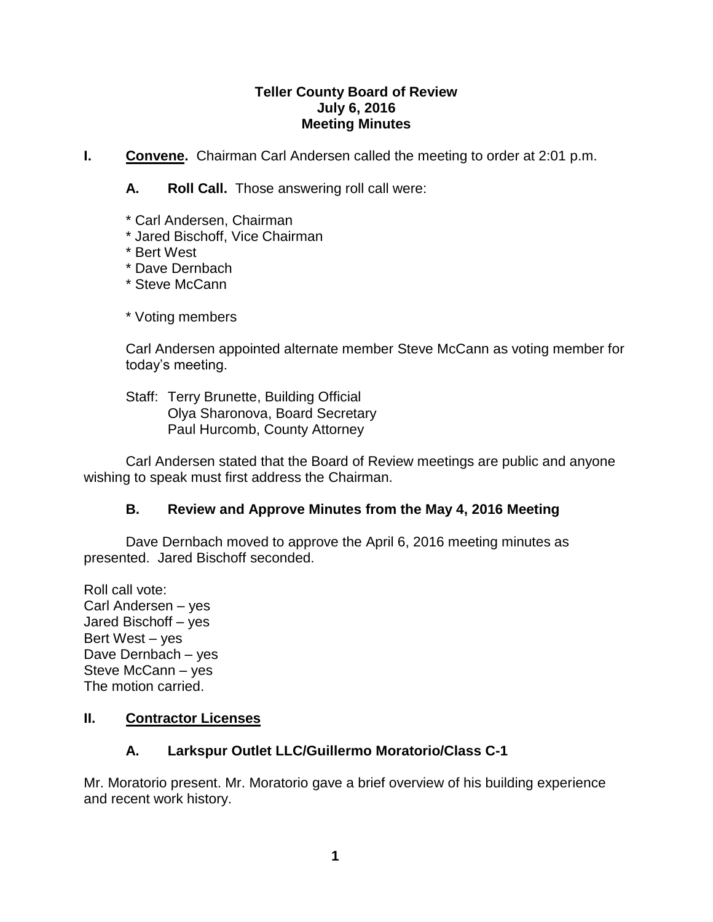# Teller County Board of Review
## July 6, 2016
## Meeting Minutes

**I.** **Convene.** Chairman Carl Andersen called the meeting to order at 2:01 p.m.

**A. Roll Call.** Those answering roll call were:

* Carl Andersen, Chairman
* Jared Bischoff, Vice Chairman
* Bert West
* Dave Dernbach
* Steve McCann

* Voting members

Carl Andersen appointed alternate member Steve McCann as voting member for today's meeting.

Staff: Terry Brunette, Building Official
Olya Sharonova, Board Secretary
Paul Hurcomb, County Attorney

Carl Andersen stated that the Board of Review meetings are public and anyone wishing to speak must first address the Chairman.

**B. Review and Approve Minutes from the May 4, 2016 Meeting**

Dave Dernbach moved to approve the April 6, 2016 meeting minutes as presented. Jared Bischoff seconded.

Roll call vote:
Carl Andersen – yes
Jared Bischoff – yes
Bert West – yes
Dave Dernbach – yes
Steve McCann – yes
The motion carried.

**II.** **Contractor Licenses**

**A. Larkspur Outlet LLC/Guillermo Moratorio/Class C-1**

Mr. Moratorio present. Mr. Moratorio gave a brief overview of his building experience and recent work history.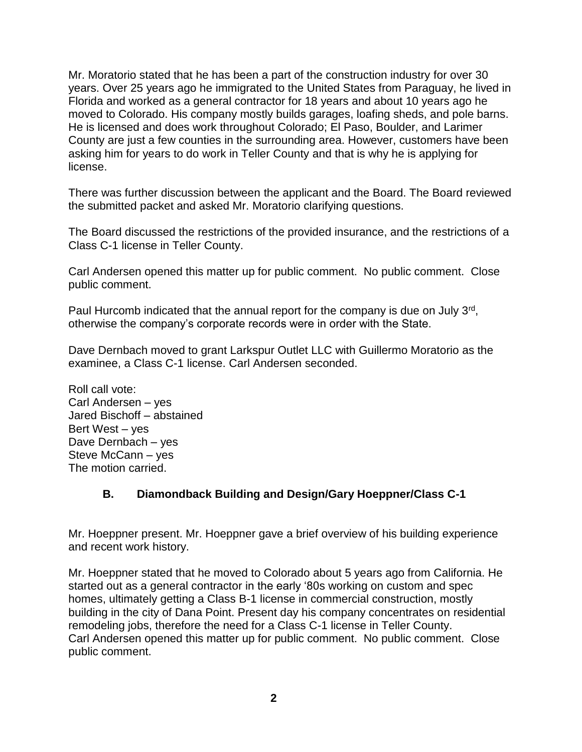Mr. Moratorio stated that he has been a part of the construction industry for over 30 years. Over 25 years ago he immigrated to the United States from Paraguay, he lived in Florida and worked as a general contractor for 18 years and about 10 years ago he moved to Colorado. His company mostly builds garages, loafing sheds, and pole barns. He is licensed and does work throughout Colorado; El Paso, Boulder, and Larimer County are just a few counties in the surrounding area. However, customers have been asking him for years to do work in Teller County and that is why he is applying for license.

There was further discussion between the applicant and the Board. The Board reviewed the submitted packet and asked Mr. Moratorio clarifying questions.

The Board discussed the restrictions of the provided insurance, and the restrictions of a Class C-1 license in Teller County.

Carl Andersen opened this matter up for public comment. No public comment. Close public comment.

Paul Hurcomb indicated that the annual report for the company is due on July 3rd, otherwise the company's corporate records were in order with the State.

Dave Dernbach moved to grant Larkspur Outlet LLC with Guillermo Moratorio as the examinee, a Class C-1 license. Carl Andersen seconded.

Roll call vote:
Carl Andersen – yes
Jared Bischoff – abstained
Bert West – yes
Dave Dernbach – yes
Steve McCann – yes
The motion carried.

### B. Diamondback Building and Design/Gary Hoeppner/Class C-1

Mr. Hoeppner present. Mr. Hoeppner gave a brief overview of his building experience and recent work history.

Mr. Hoeppner stated that he moved to Colorado about 5 years ago from California. He started out as a general contractor in the early '80s working on custom and spec homes, ultimately getting a Class B-1 license in commercial construction, mostly building in the city of Dana Point. Present day his company concentrates on residential remodeling jobs, therefore the need for a Class C-1 license in Teller County.
Carl Andersen opened this matter up for public comment. No public comment. Close public comment.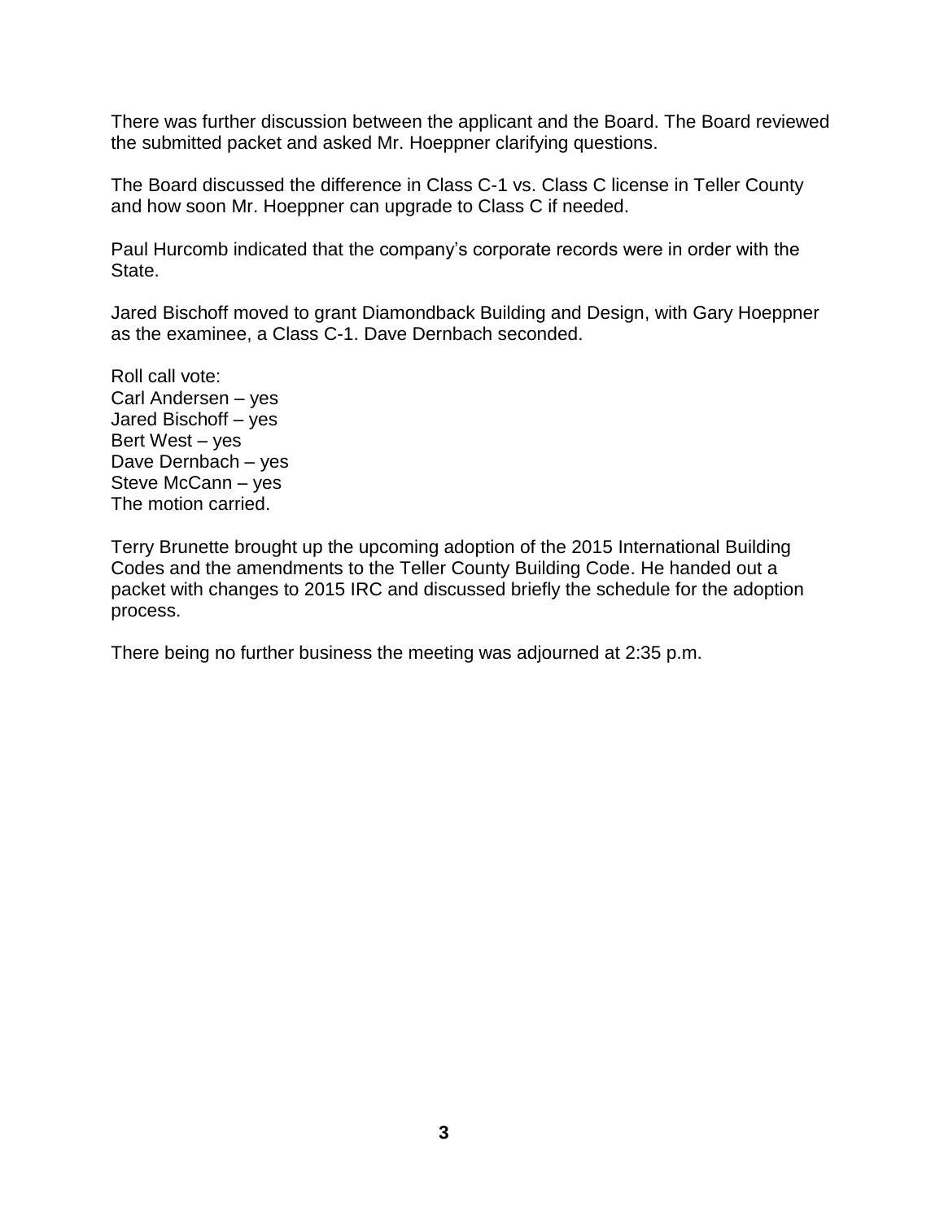There was further discussion between the applicant and the Board. The Board reviewed the submitted packet and asked Mr. Hoeppner clarifying questions.

The Board discussed the difference in Class C-1 vs. Class C license in Teller County and how soon Mr. Hoeppner can upgrade to Class C if needed.

Paul Hurcomb indicated that the company's corporate records were in order with the State.

Jared Bischoff moved to grant Diamondback Building and Design, with Gary Hoeppner as the examinee, a Class C-1. Dave Dernbach seconded.

Roll call vote:
Carl Andersen – yes
Jared Bischoff – yes
Bert West – yes
Dave Dernbach – yes
Steve McCann – yes
The motion carried.

Terry Brunette brought up the upcoming adoption of the 2015 International Building Codes and the amendments to the Teller County Building Code. He handed out a packet with changes to 2015 IRC and discussed briefly the schedule for the adoption process.

There being no further business the meeting was adjourned at 2:35 p.m.